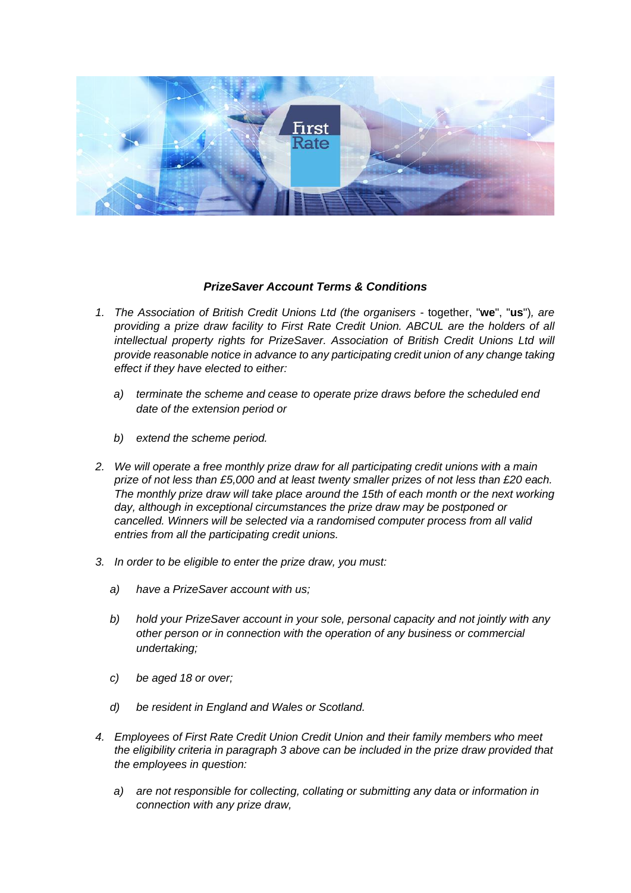***PrizeSaver Account Terms & Conditions***

1. *The Association of British Credit Unions Ltd (the organisers -* together, "**we**", "**us**")*, are providing a prize draw facility to First Rate Credit Union. ABCUL are the holders of all intellectual property rights for PrizeSaver. Association of British Credit Unions Ltd will provide reasonable notice in advance to any participating credit union of any change taking effect if they have elected to either:*

   a) *terminate the scheme and cease to operate prize draws before the scheduled end date of the extension period or*

   b) *extend the scheme period.*

2. *We will operate a free monthly prize draw for all participating credit unions with a main prize of not less than £5,000 and at least twenty smaller prizes of not less than £20 each. The monthly prize draw will take place around the 15th of each month or the next working day, although in exceptional circumstances the prize draw may be postponed or cancelled. Winners will be selected via a randomised computer process from all valid entries from all the participating credit unions.*

3. *In order to be eligible to enter the prize draw, you must:*

   a) *have a PrizeSaver account with us;*

   b) *hold your PrizeSaver account in your sole, personal capacity and not jointly with any other person or in connection with the operation of any business or commercial undertaking;*

   c) *be aged 18 or over;*

   d) *be resident in England and Wales or Scotland.*

4. *Employees of First Rate Credit Union Credit Union and their family members who meet the eligibility criteria in paragraph 3 above can be included in the prize draw provided that the employees in question:*

   a) *are not responsible for collecting, collating or submitting any data or information in connection with any prize draw,*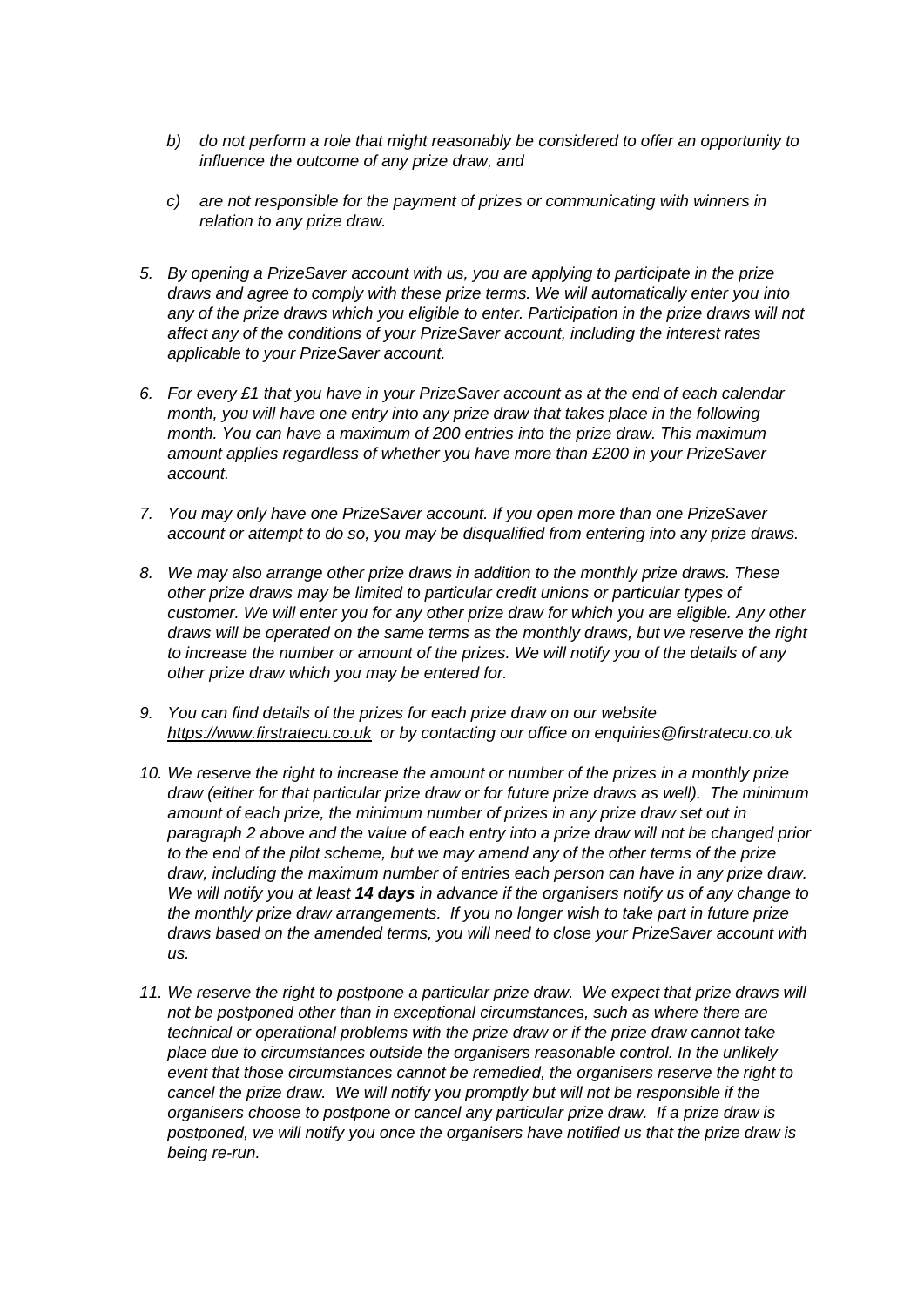b) *do not perform a role that might reasonably be considered to offer an opportunity to influence the outcome of any prize draw, and*

c) *are not responsible for the payment of prizes or communicating with winners in relation to any prize draw.*

5. *By opening a PrizeSaver account with us, you are applying to participate in the prize draws and agree to comply with these prize terms. We will automatically enter you into any of the prize draws which you eligible to enter. Participation in the prize draws will not affect any of the conditions of your PrizeSaver account, including the interest rates applicable to your PrizeSaver account.*

6. *For every £1 that you have in your PrizeSaver account as at the end of each calendar month, you will have one entry into any prize draw that takes place in the following month. You can have a maximum of 200 entries into the prize draw. This maximum amount applies regardless of whether you have more than £200 in your PrizeSaver account.*

7. *You may only have one PrizeSaver account. If you open more than one PrizeSaver account or attempt to do so, you may be disqualified from entering into any prize draws.*

8. *We may also arrange other prize draws in addition to the monthly prize draws. These other prize draws may be limited to particular credit unions or particular types of customer. We will enter you for any other prize draw for which you are eligible. Any other draws will be operated on the same terms as the monthly draws, but we reserve the right to increase the number or amount of the prizes. We will notify you of the details of any other prize draw which you may be entered for.*

9. *You can find details of the prizes for each prize draw on our website [https://www.firstratecu.co.uk](https://www.firstratecu.co.uk) or by contacting our office on enquiries@firstratecu.co.uk*

10. *We reserve the right to increase the amount or number of the prizes in a monthly prize draw (either for that particular prize draw or for future prize draws as well). The minimum amount of each prize, the minimum number of prizes in any prize draw set out in paragraph 2 above and the value of each entry into a prize draw will not be changed prior to the end of the pilot scheme, but we may amend any of the other terms of the prize draw, including the maximum number of entries each person can have in any prize draw. We will notify you at least* ***14 days*** *in advance if the organisers notify us of any change to the monthly prize draw arrangements. If you no longer wish to take part in future prize draws based on the amended terms, you will need to close your PrizeSaver account with us.*

11. *We reserve the right to postpone a particular prize draw. We expect that prize draws will not be postponed other than in exceptional circumstances, such as where there are technical or operational problems with the prize draw or if the prize draw cannot take place due to circumstances outside the organisers reasonable control. In the unlikely event that those circumstances cannot be remedied, the organisers reserve the right to cancel the prize draw. We will notify you promptly but will not be responsible if the organisers choose to postpone or cancel any particular prize draw. If a prize draw is postponed, we will notify you once the organisers have notified us that the prize draw is being re-run.*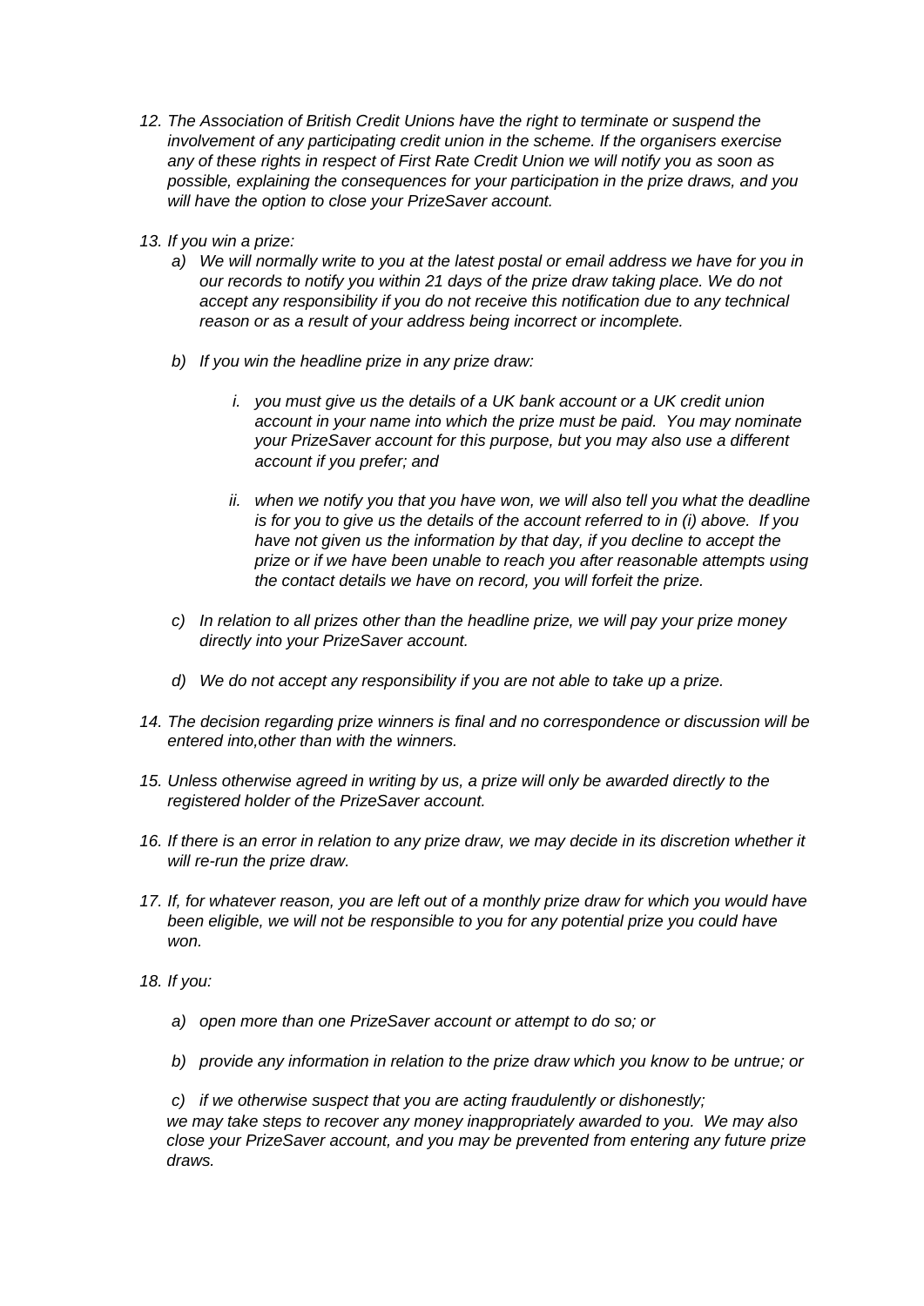12. *The Association of British Credit Unions have the right to terminate or suspend the involvement of any participating credit union in the scheme. If the organisers exercise any of these rights in respect of First Rate Credit Union we will notify you as soon as possible, explaining the consequences for your participation in the prize draws, and you will have the option to close your PrizeSaver account.*

13. *If you win a prize:*

    a) *We will normally write to you at the latest postal or email address we have for you in our records to notify you within 21 days of the prize draw taking place. We do not accept any responsibility if you do not receive this notification due to any technical reason or as a result of your address being incorrect or incomplete.*

    b) *If you win the headline prize in any prize draw:*

        i. *you must give us the details of a UK bank account or a UK credit union account in your name into which the prize must be paid. You may nominate your PrizeSaver account for this purpose, but you may also use a different account if you prefer; and*

        ii. *when we notify you that you have won, we will also tell you what the deadline is for you to give us the details of the account referred to in (i) above. If you have not given us the information by that day, if you decline to accept the prize or if we have been unable to reach you after reasonable attempts using the contact details we have on record, you will forfeit the prize.*

    c) *In relation to all prizes other than the headline prize, we will pay your prize money directly into your PrizeSaver account.*

    d) *We do not accept any responsibility if you are not able to take up a prize.*

14. *The decision regarding prize winners is final and no correspondence or discussion will be entered into,other than with the winners.*

15. *Unless otherwise agreed in writing by us, a prize will only be awarded directly to the registered holder of the PrizeSaver account.*

16. *If there is an error in relation to any prize draw, we may decide in its discretion whether it will re-run the prize draw.*

17. *If, for whatever reason, you are left out of a monthly prize draw for which you would have been eligible, we will not be responsible to you for any potential prize you could have won.*

18. *If you:*

    a) *open more than one PrizeSaver account or attempt to do so; or*

    b) *provide any information in relation to the prize draw which you know to be untrue; or*

    c) *if we otherwise suspect that you are acting fraudulently or dishonestly;*

    *we may take steps to recover any money inappropriately awarded to you. We may also close your PrizeSaver account, and you may be prevented from entering any future prize draws.*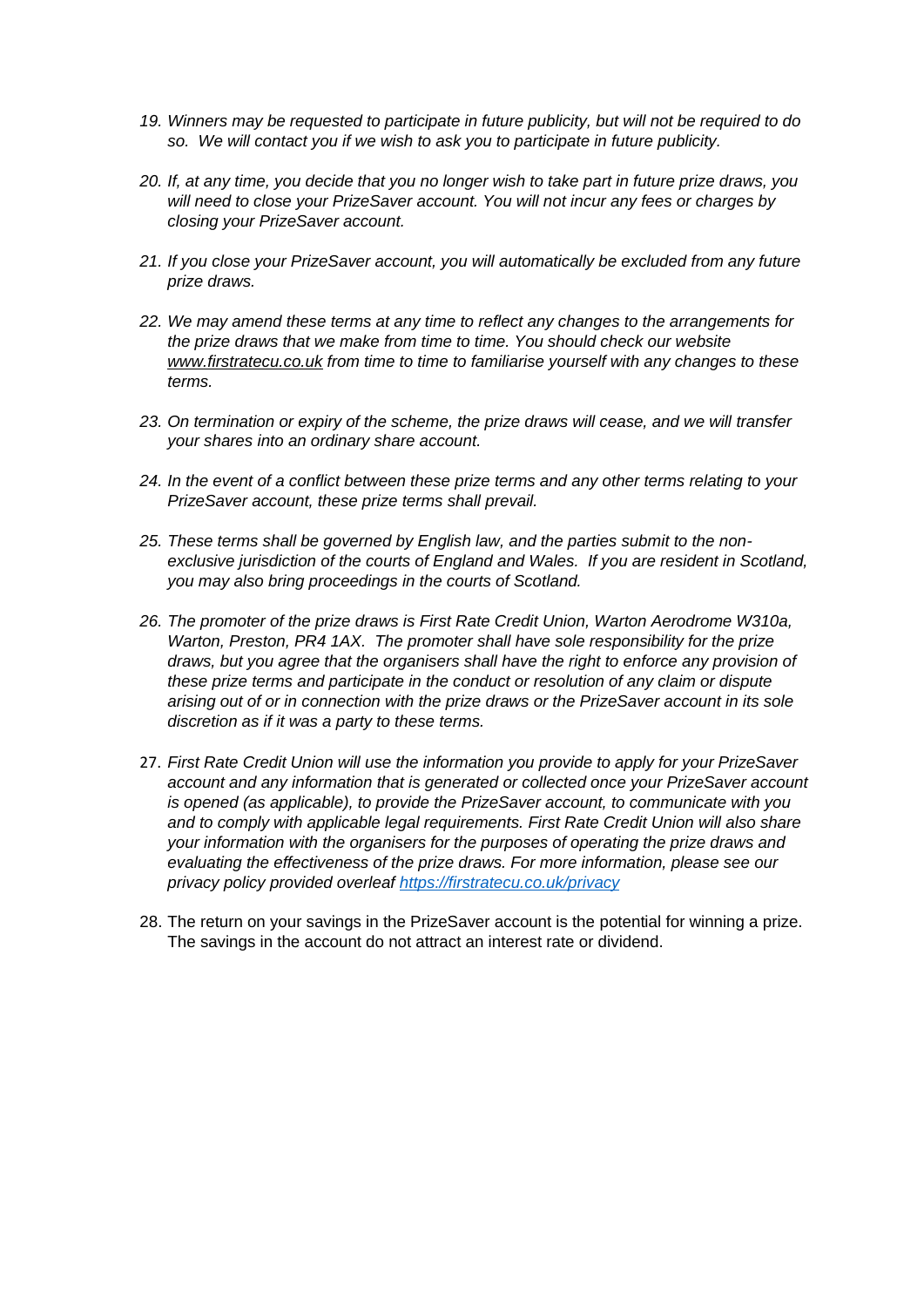19. *Winners may be requested to participate in future publicity, but will not be required to do so. We will contact you if we wish to ask you to participate in future publicity.*

20. *If, at any time, you decide that you no longer wish to take part in future prize draws, you will need to close your PrizeSaver account. You will not incur any fees or charges by closing your PrizeSaver account.*

21. *If you close your PrizeSaver account, you will automatically be excluded from any future prize draws.*

22. *We may amend these terms at any time to reflect any changes to the arrangements for the prize draws that we make from time to time. You should check our website www.firstratecu.co.uk from time to time to familiarise yourself with any changes to these terms.*

23. *On termination or expiry of the scheme, the prize draws will cease, and we will transfer your shares into an ordinary share account.*

24. *In the event of a conflict between these prize terms and any other terms relating to your PrizeSaver account, these prize terms shall prevail.*

25. *These terms shall be governed by English law, and the parties submit to the non-exclusive jurisdiction of the courts of England and Wales. If you are resident in Scotland, you may also bring proceedings in the courts of Scotland.*

26. *The promoter of the prize draws is First Rate Credit Union, Warton Aerodrome W310a, Warton, Preston, PR4 1AX. The promoter shall have sole responsibility for the prize draws, but you agree that the organisers shall have the right to enforce any provision of these prize terms and participate in the conduct or resolution of any claim or dispute arising out of or in connection with the prize draws or the PrizeSaver account in its sole discretion as if it was a party to these terms.*

27. *First Rate Credit Union will use the information you provide to apply for your PrizeSaver account and any information that is generated or collected once your PrizeSaver account is opened (as applicable), to provide the PrizeSaver account, to communicate with you and to comply with applicable legal requirements. First Rate Credit Union will also share your information with the organisers for the purposes of operating the prize draws and evaluating the effectiveness of the prize draws. For more information, please see our privacy policy provided overleaf https://firstratecu.co.uk/privacy*

28. The return on your savings in the PrizeSaver account is the potential for winning a prize. The savings in the account do not attract an interest rate or dividend.